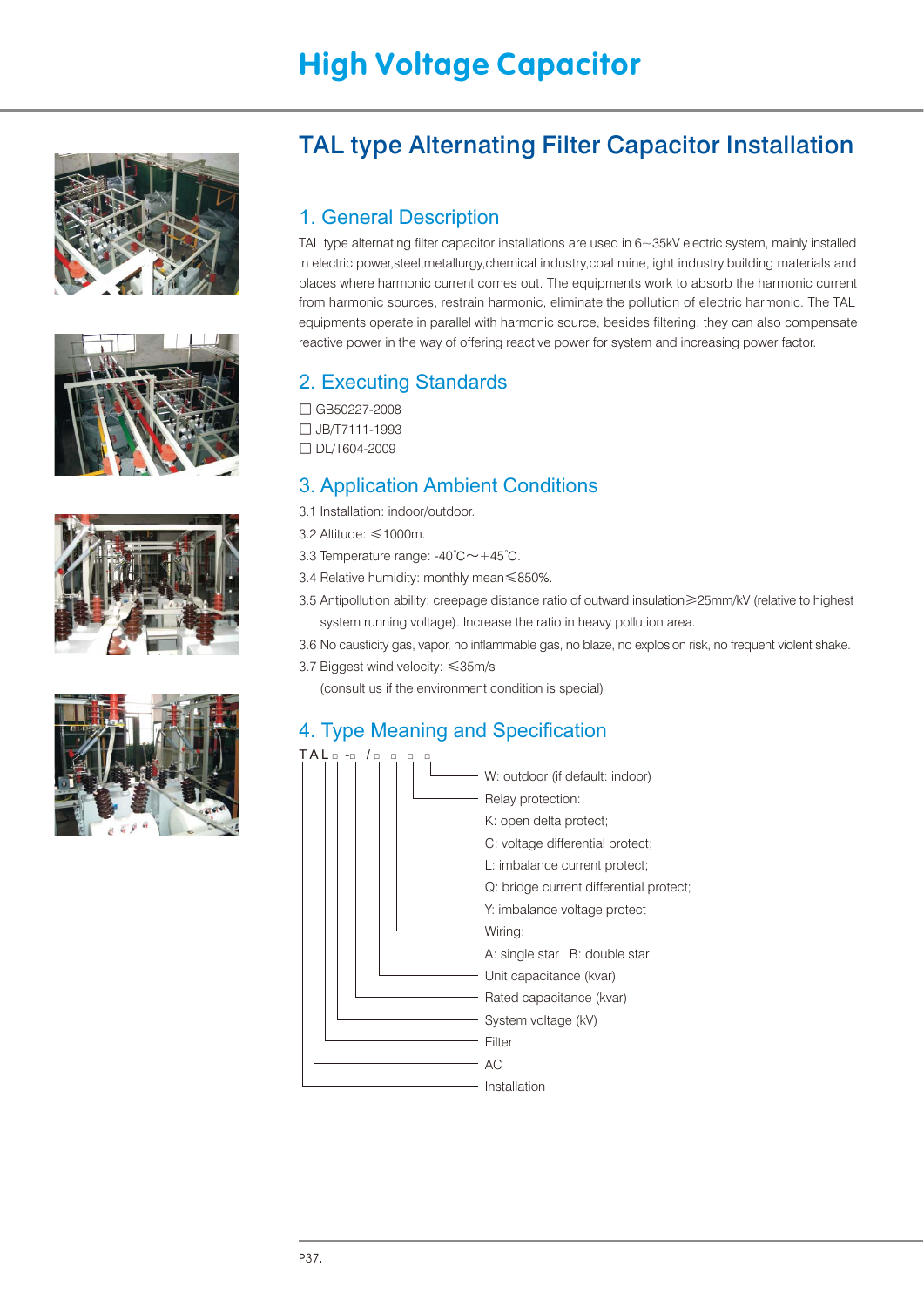# High Voltage Capacitor

## TAL type Alternating Filter Capacitor Installation

### 1. General Description

TAL type alternating filter capacitor installations are used in 6–35kV electric system, mainly installed in electric power,steel,metallurgy,chemical industry,coal mine,light industry,building materials and places where harmonic current comes out. The equipments work to absorb the harmonic current from harmonic sources, restrain harmonic, eliminate the pollution of electric harmonic. The TAL equipments operate in parallel with harmonic source, besides filtering, they can also compensate reactive power in the way of offering reactive power for system and increasing power factor.

### 2. Executing Standards

- ☐ GB50227-2008
- ☐ JB/T7111-1993
- ☐ DL/T604-2009

### 3. Application Ambient Conditions

3.1 Installation: indoor/outdoor.

3.2 Altitude: ≤1000m.

3.3 Temperature range: -40°C～+45°C.

3.4 Relative humidity: monthly mean≤850%.

3.5 Antipollution ability: creepage distance ratio of outward insulation≥25mm/kV (relative to highest system running voltage). Increase the ratio in heavy pollution area.

3.6 No causticity gas, vapor, no inflammable gas, no blaze, no explosion risk, no frequent violent shake.

3.7 Biggest wind velocity: ≤35m/s

(consult us if the environment condition is special)

### 4. Type Meaning and Specification

TAL□-□/□□□□

- W: outdoor (if default: indoor)
- Relay protection:
  - K: open delta protect;
  - C: voltage differential protect;
  - L: imbalance current protect;
  - Q: bridge current differential protect;
  - Y: imbalance voltage protect
- Wiring:
  - A: single star B: double star
- Unit capacitance (kvar)
- Rated capacitance (kvar)
- System voltage (kV)
- Filter
- AC
- Installation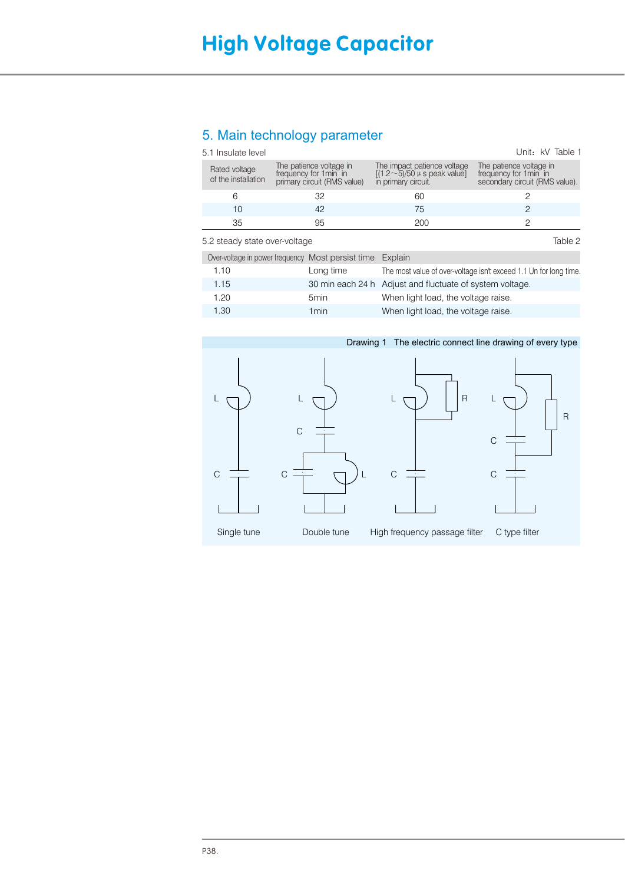# High Voltage Capacitor

## 5. Main technology parameter

5.1 Insulate level

Unit：kV Table 1

| Rated voltage of the installation | The patience voltage in frequency for 1min in primary circuit (RMS value) | The impact patience voltage [(1.2～5)/50 μ s peak value] in primary circuit. | The patience voltage in frequency for 1min in secondary circuit (RMS value). |
|---|---|---|---|
| 6 | 32 | 60 | 2 |
| 10 | 42 | 75 | 2 |
| 35 | 95 | 200 | 2 |

5.2 steady state over-voltage

Table 2

| Over-voltage in power frequency | Most persist time | Explain |
|---|---|---|
| 1.10 | Long time | The most value of over-voltage isn't exceed 1.1 Un for long time. |
| 1.15 | 30 min each 24 h | Adjust and fluctuate of system voltage. |
| 1.20 | 5min | When light load, the voltage raise. |
| 1.30 | 1min | When light load, the voltage raise. |

Drawing 1 The electric connect line drawing of every type

L
C
Single tune

L
C
C
L
Double tune

L
R
C
High frequency passage filter

L
R
C
C
C type filter